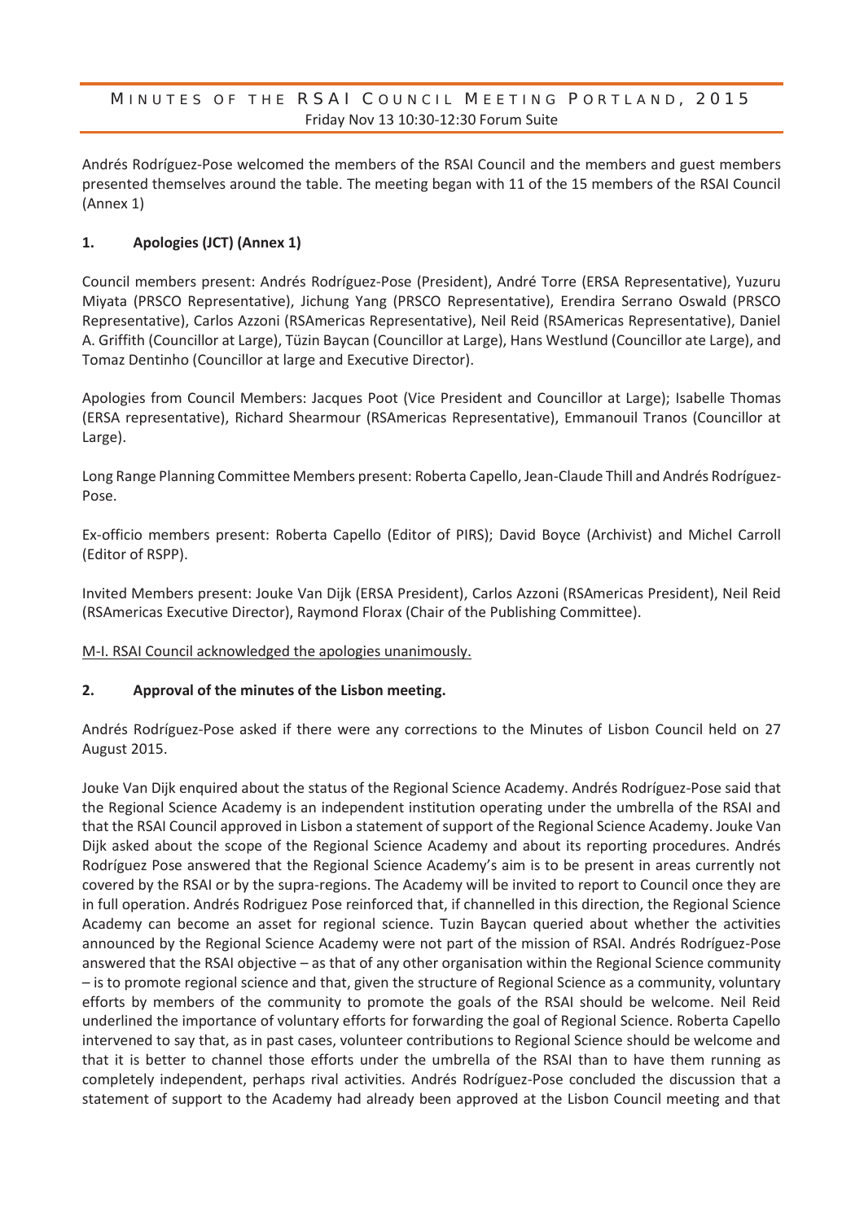# MINUTES OF THE RSAI COUNCIL MEETING PORTLAND, 2015

Friday Nov 13 10:30-12:30 Forum Suite

Andrés Rodríguez-Pose welcomed the members of the RSAI Council and the members and guest members presented themselves around the table. The meeting began with 11 of the 15 members of the RSAI Council (Annex 1)

## 1. Apologies (JCT) (Annex 1)

Council members present: Andrés Rodríguez-Pose (President), André Torre (ERSA Representative), Yuzuru Miyata (PRSCO Representative), Jichung Yang (PRSCO Representative), Erendira Serrano Oswald (PRSCO Representative), Carlos Azzoni (RSAmericas Representative), Neil Reid (RSAmericas Representative), Daniel A. Griffith (Councillor at Large), Tüzin Baycan (Councillor at Large), Hans Westlund (Councillor ate Large), and Tomaz Dentinho (Councillor at large and Executive Director).

Apologies from Council Members: Jacques Poot (Vice President and Councillor at Large); Isabelle Thomas (ERSA representative), Richard Shearmour (RSAmericas Representative), Emmanouil Tranos (Councillor at Large).

Long Range Planning Committee Members present: Roberta Capello, Jean-Claude Thill and Andrés Rodríguez-Pose.

Ex-officio members present: Roberta Capello (Editor of PIRS); David Boyce (Archivist) and Michel Carroll (Editor of RSPP).

Invited Members present: Jouke Van Dijk (ERSA President), Carlos Azzoni (RSAmericas President), Neil Reid (RSAmericas Executive Director), Raymond Florax (Chair of the Publishing Committee).

M-I. RSAI Council acknowledged the apologies unanimously.

## 2. Approval of the minutes of the Lisbon meeting.

Andrés Rodríguez-Pose asked if there were any corrections to the Minutes of Lisbon Council held on 27 August 2015.

Jouke Van Dijk enquired about the status of the Regional Science Academy. Andrés Rodríguez-Pose said that the Regional Science Academy is an independent institution operating under the umbrella of the RSAI and that the RSAI Council approved in Lisbon a statement of support of the Regional Science Academy. Jouke Van Dijk asked about the scope of the Regional Science Academy and about its reporting procedures. Andrés Rodríguez Pose answered that the Regional Science Academy's aim is to be present in areas currently not covered by the RSAI or by the supra-regions. The Academy will be invited to report to Council once they are in full operation. Andrés Rodriguez Pose reinforced that, if channelled in this direction, the Regional Science Academy can become an asset for regional science. Tuzin Baycan queried about whether the activities announced by the Regional Science Academy were not part of the mission of RSAI. Andrés Rodríguez-Pose answered that the RSAI objective – as that of any other organisation within the Regional Science community – is to promote regional science and that, given the structure of Regional Science as a community, voluntary efforts by members of the community to promote the goals of the RSAI should be welcome. Neil Reid underlined the importance of voluntary efforts for forwarding the goal of Regional Science. Roberta Capello intervened to say that, as in past cases, volunteer contributions to Regional Science should be welcome and that it is better to channel those efforts under the umbrella of the RSAI than to have them running as completely independent, perhaps rival activities. Andrés Rodríguez-Pose concluded the discussion that a statement of support to the Academy had already been approved at the Lisbon Council meeting and that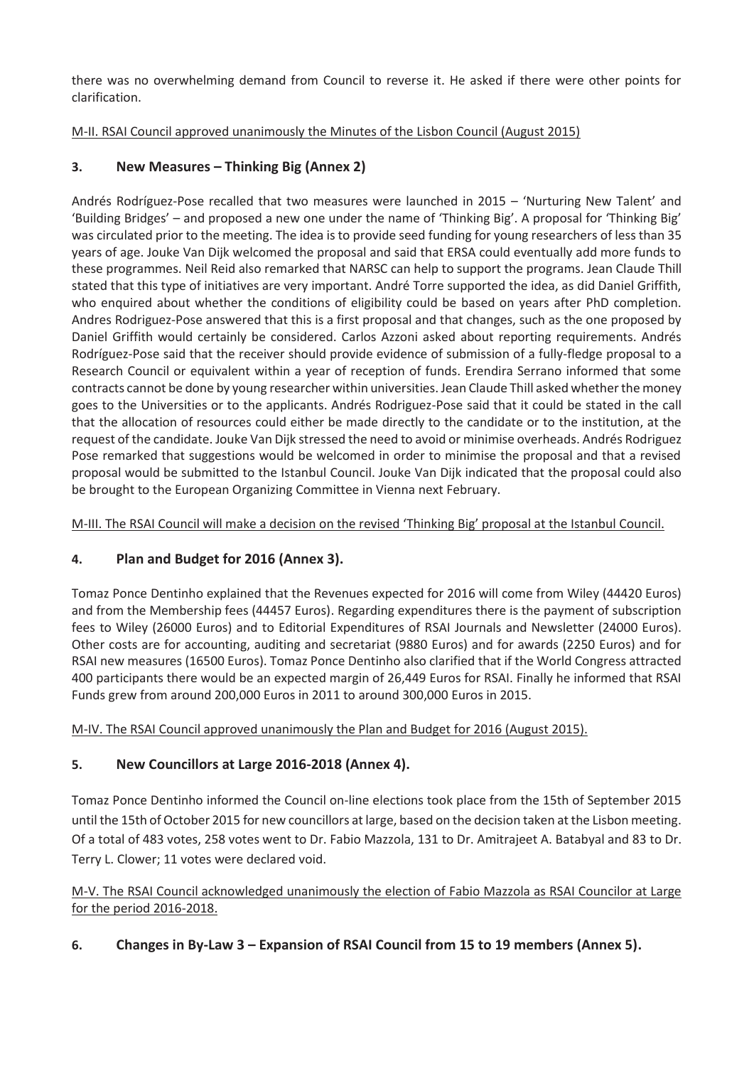there was no overwhelming demand from Council to reverse it. He asked if there were other points for clarification.

M-II. RSAI Council approved unanimously the Minutes of the Lisbon Council (August 2015)

## 3. New Measures – Thinking Big (Annex 2)

Andrés Rodríguez-Pose recalled that two measures were launched in 2015 – 'Nurturing New Talent' and 'Building Bridges' – and proposed a new one under the name of 'Thinking Big'. A proposal for 'Thinking Big' was circulated prior to the meeting. The idea is to provide seed funding for young researchers of less than 35 years of age. Jouke Van Dijk welcomed the proposal and said that ERSA could eventually add more funds to these programmes. Neil Reid also remarked that NARSC can help to support the programs. Jean Claude Thill stated that this type of initiatives are very important. André Torre supported the idea, as did Daniel Griffith, who enquired about whether the conditions of eligibility could be based on years after PhD completion. Andres Rodriguez-Pose answered that this is a first proposal and that changes, such as the one proposed by Daniel Griffith would certainly be considered. Carlos Azzoni asked about reporting requirements. Andrés Rodríguez-Pose said that the receiver should provide evidence of submission of a fully-fledge proposal to a Research Council or equivalent within a year of reception of funds. Erendira Serrano informed that some contracts cannot be done by young researcher within universities. Jean Claude Thill asked whether the money goes to the Universities or to the applicants. Andrés Rodriguez-Pose said that it could be stated in the call that the allocation of resources could either be made directly to the candidate or to the institution, at the request of the candidate. Jouke Van Dijk stressed the need to avoid or minimise overheads. Andrés Rodriguez Pose remarked that suggestions would be welcomed in order to minimise the proposal and that a revised proposal would be submitted to the Istanbul Council. Jouke Van Dijk indicated that the proposal could also be brought to the European Organizing Committee in Vienna next February.

M-III. The RSAI Council will make a decision on the revised 'Thinking Big' proposal at the Istanbul Council.

## 4. Plan and Budget for 2016 (Annex 3).

Tomaz Ponce Dentinho explained that the Revenues expected for 2016 will come from Wiley (44420 Euros) and from the Membership fees (44457 Euros). Regarding expenditures there is the payment of subscription fees to Wiley (26000 Euros) and to Editorial Expenditures of RSAI Journals and Newsletter (24000 Euros). Other costs are for accounting, auditing and secretariat (9880 Euros) and for awards (2250 Euros) and for RSAI new measures (16500 Euros). Tomaz Ponce Dentinho also clarified that if the World Congress attracted 400 participants there would be an expected margin of 26,449 Euros for RSAI. Finally he informed that RSAI Funds grew from around 200,000 Euros in 2011 to around 300,000 Euros in 2015.

M-IV. The RSAI Council approved unanimously the Plan and Budget for 2016 (August 2015).

## 5. New Councillors at Large 2016-2018 (Annex 4).

Tomaz Ponce Dentinho informed the Council on-line elections took place from the 15th of September 2015 until the 15th of October 2015 for new councillors at large, based on the decision taken at the Lisbon meeting. Of a total of 483 votes, 258 votes went to Dr. Fabio Mazzola, 131 to Dr. Amitrajeet A. Batabyal and 83 to Dr. Terry L. Clower; 11 votes were declared void.

M-V. The RSAI Council acknowledged unanimously the election of Fabio Mazzola as RSAI Councilor at Large for the period 2016-2018.

## 6. Changes in By-Law 3 – Expansion of RSAI Council from 15 to 19 members (Annex 5).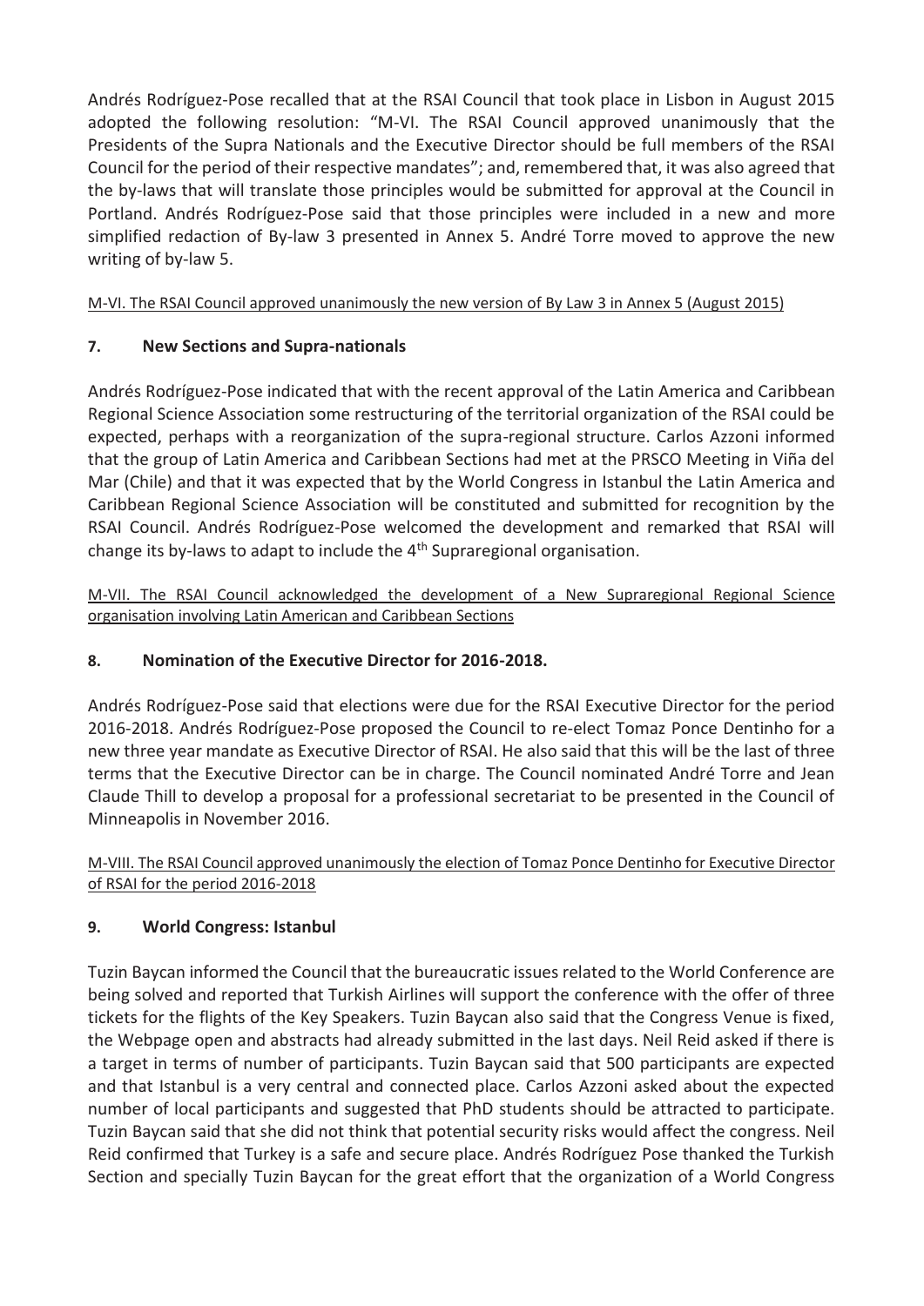Andrés Rodríguez-Pose recalled that at the RSAI Council that took place in Lisbon in August 2015 adopted the following resolution: "M-VI. The RSAI Council approved unanimously that the Presidents of the Supra Nationals and the Executive Director should be full members of the RSAI Council for the period of their respective mandates"; and, remembered that, it was also agreed that the by-laws that will translate those principles would be submitted for approval at the Council in Portland. Andrés Rodríguez-Pose said that those principles were included in a new and more simplified redaction of By-law 3 presented in Annex 5. André Torre moved to approve the new writing of by-law 5.

<u>M-VI. The RSAI Council approved unanimously the new version of By Law 3 in Annex 5 (August 2015)</u>

### 7. New Sections and Supra-nationals

Andrés Rodríguez-Pose indicated that with the recent approval of the Latin America and Caribbean Regional Science Association some restructuring of the territorial organization of the RSAI could be expected, perhaps with a reorganization of the supra-regional structure. Carlos Azzoni informed that the group of Latin America and Caribbean Sections had met at the PRSCO Meeting in Viña del Mar (Chile) and that it was expected that by the World Congress in Istanbul the Latin America and Caribbean Regional Science Association will be constituted and submitted for recognition by the RSAI Council. Andrés Rodríguez-Pose welcomed the development and remarked that RSAI will change its by-laws to adapt to include the 4th Supraregional organisation.

<u>M-VII. The RSAI Council acknowledged the development of a New Supraregional Regional Science organisation involving Latin American and Caribbean Sections</u>

### 8. Nomination of the Executive Director for 2016-2018.

Andrés Rodríguez-Pose said that elections were due for the RSAI Executive Director for the period 2016-2018. Andrés Rodríguez-Pose proposed the Council to re-elect Tomaz Ponce Dentinho for a new three year mandate as Executive Director of RSAI. He also said that this will be the last of three terms that the Executive Director can be in charge. The Council nominated André Torre and Jean Claude Thill to develop a proposal for a professional secretariat to be presented in the Council of Minneapolis in November 2016.

<u>M-VIII. The RSAI Council approved unanimously the election of Tomaz Ponce Dentinho for Executive Director of RSAI for the period 2016-2018</u>

### 9. World Congress: Istanbul

Tuzin Baycan informed the Council that the bureaucratic issues related to the World Conference are being solved and reported that Turkish Airlines will support the conference with the offer of three tickets for the flights of the Key Speakers. Tuzin Baycan also said that the Congress Venue is fixed, the Webpage open and abstracts had already submitted in the last days. Neil Reid asked if there is a target in terms of number of participants. Tuzin Baycan said that 500 participants are expected and that Istanbul is a very central and connected place. Carlos Azzoni asked about the expected number of local participants and suggested that PhD students should be attracted to participate. Tuzin Baycan said that she did not think that potential security risks would affect the congress. Neil Reid confirmed that Turkey is a safe and secure place. Andrés Rodríguez Pose thanked the Turkish Section and specially Tuzin Baycan for the great effort that the organization of a World Congress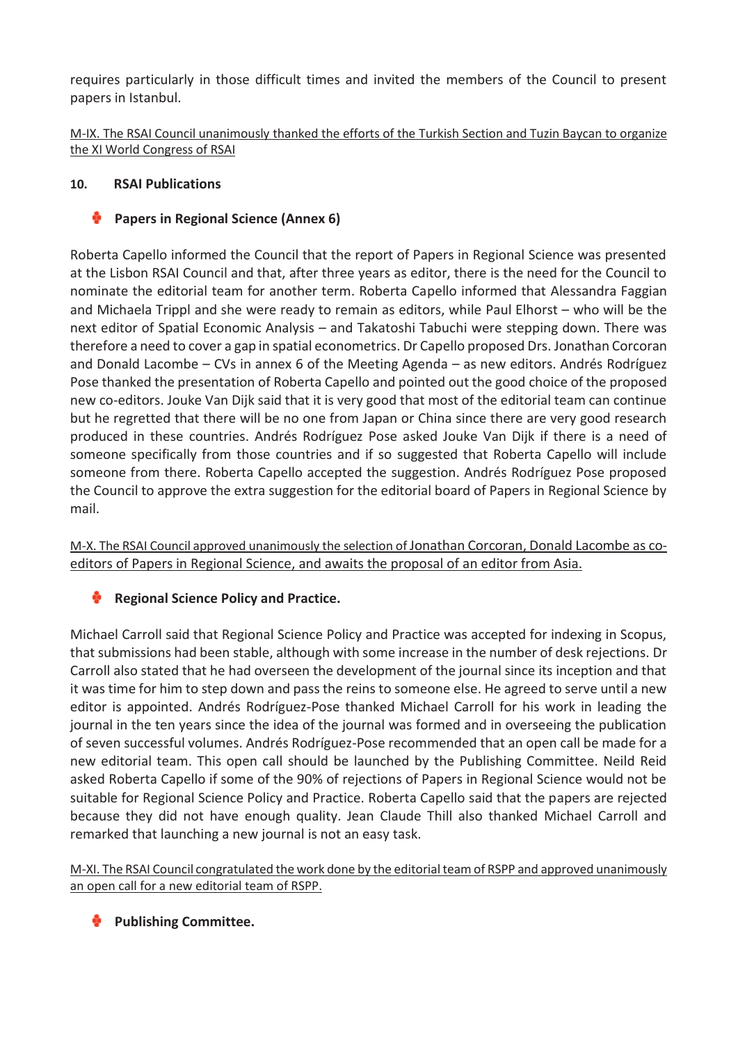requires particularly in those difficult times and invited the members of the Council to present papers in Istanbul.

<u>M-IX. The RSAI Council unanimously thanked the efforts of the Turkish Section and Tuzin Baycan to organize the XI World Congress of RSAI</u>

## 10. RSAI Publications

- **Papers in Regional Science (Annex 6)**

Roberta Capello informed the Council that the report of Papers in Regional Science was presented at the Lisbon RSAI Council and that, after three years as editor, there is the need for the Council to nominate the editorial team for another term. Roberta Capello informed that Alessandra Faggian and Michaela Trippl and she were ready to remain as editors, while Paul Elhorst – who will be the next editor of Spatial Economic Analysis – and Takatoshi Tabuchi were stepping down. There was therefore a need to cover a gap in spatial econometrics. Dr Capello proposed Drs. Jonathan Corcoran and Donald Lacombe – CVs in annex 6 of the Meeting Agenda – as new editors. Andrés Rodríguez Pose thanked the presentation of Roberta Capello and pointed out the good choice of the proposed new co-editors. Jouke Van Dijk said that it is very good that most of the editorial team can continue but he regretted that there will be no one from Japan or China since there are very good research produced in these countries. Andrés Rodríguez Pose asked Jouke Van Dijk if there is a need of someone specifically from those countries and if so suggested that Roberta Capello will include someone from there. Roberta Capello accepted the suggestion. Andrés Rodríguez Pose proposed the Council to approve the extra suggestion for the editorial board of Papers in Regional Science by mail.

<u>M-X. The RSAI Council approved unanimously the selection of Jonathan Corcoran, Donald Lacombe as co-editors of Papers in Regional Science, and awaits the proposal of an editor from Asia.</u>

- **Regional Science Policy and Practice.**

Michael Carroll said that Regional Science Policy and Practice was accepted for indexing in Scopus, that submissions had been stable, although with some increase in the number of desk rejections. Dr Carroll also stated that he had overseen the development of the journal since its inception and that it was time for him to step down and pass the reins to someone else. He agreed to serve until a new editor is appointed. Andrés Rodríguez-Pose thanked Michael Carroll for his work in leading the journal in the ten years since the idea of the journal was formed and in overseeing the publication of seven successful volumes. Andrés Rodríguez-Pose recommended that an open call be made for a new editorial team. This open call should be launched by the Publishing Committee. Neild Reid asked Roberta Capello if some of the 90% of rejections of Papers in Regional Science would not be suitable for Regional Science Policy and Practice. Roberta Capello said that the papers are rejected because they did not have enough quality. Jean Claude Thill also thanked Michael Carroll and remarked that launching a new journal is not an easy task.

<u>M-XI. The RSAI Council congratulated the work done by the editorial team of RSPP and approved unanimously an open call for a new editorial team of RSPP.</u>

- **Publishing Committee.**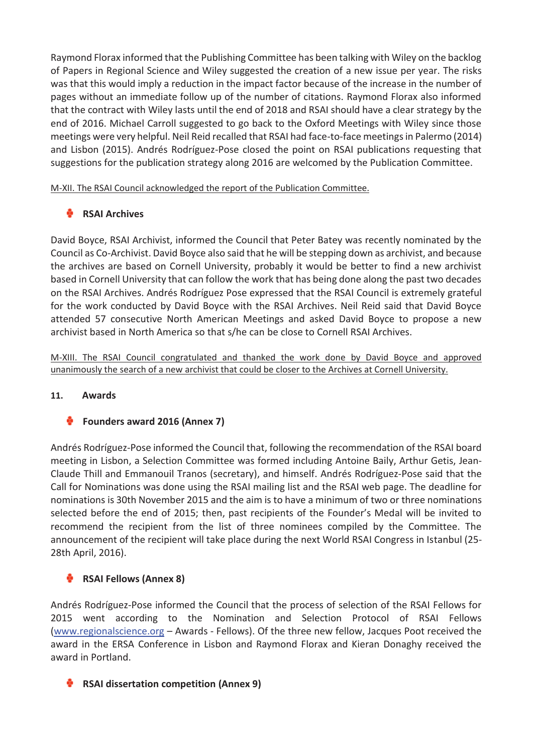Raymond Florax informed that the Publishing Committee has been talking with Wiley on the backlog of Papers in Regional Science and Wiley suggested the creation of a new issue per year. The risks was that this would imply a reduction in the impact factor because of the increase in the number of pages without an immediate follow up of the number of citations. Raymond Florax also informed that the contract with Wiley lasts until the end of 2018 and RSAI should have a clear strategy by the end of 2016. Michael Carroll suggested to go back to the Oxford Meetings with Wiley since those meetings were very helpful. Neil Reid recalled that RSAI had face-to-face meetings in Palermo (2014) and Lisbon (2015). Andrés Rodríguez-Pose closed the point on RSAI publications requesting that suggestions for the publication strategy along 2016 are welcomed by the Publication Committee.

M-XII. The RSAI Council acknowledged the report of the Publication Committee.

- **RSAI Archives**

David Boyce, RSAI Archivist, informed the Council that Peter Batey was recently nominated by the Council as Co-Archivist. David Boyce also said that he will be stepping down as archivist, and because the archives are based on Cornell University, probably it would be better to find a new archivist based in Cornell University that can follow the work that has being done along the past two decades on the RSAI Archives. Andrés Rodríguez Pose expressed that the RSAI Council is extremely grateful for the work conducted by David Boyce with the RSAI Archives. Neil Reid said that David Boyce attended 57 consecutive North American Meetings and asked David Boyce to propose a new archivist based in North America so that s/he can be close to Cornell RSAI Archives.

M-XIII. The RSAI Council congratulated and thanked the work done by David Boyce and approved unanimously the search of a new archivist that could be closer to the Archives at Cornell University.

**11. Awards**

- **Founders award 2016 (Annex 7)**

Andrés Rodríguez-Pose informed the Council that, following the recommendation of the RSAI board meeting in Lisbon, a Selection Committee was formed including Antoine Baily, Arthur Getis, Jean-Claude Thill and Emmanouil Tranos (secretary), and himself. Andrés Rodríguez-Pose said that the Call for Nominations was done using the RSAI mailing list and the RSAI web page. The deadline for nominations is 30th November 2015 and the aim is to have a minimum of two or three nominations selected before the end of 2015; then, past recipients of the Founder's Medal will be invited to recommend the recipient from the list of three nominees compiled by the Committee. The announcement of the recipient will take place during the next World RSAI Congress in Istanbul (25-28th April, 2016).

- **RSAI Fellows (Annex 8)**

Andrés Rodríguez-Pose informed the Council that the process of selection of the RSAI Fellows for 2015 went according to the Nomination and Selection Protocol of RSAI Fellows (www.regionalscience.org – Awards - Fellows). Of the three new fellow, Jacques Poot received the award in the ERSA Conference in Lisbon and Raymond Florax and Kieran Donaghy received the award in Portland.

- **RSAI dissertation competition (Annex 9)**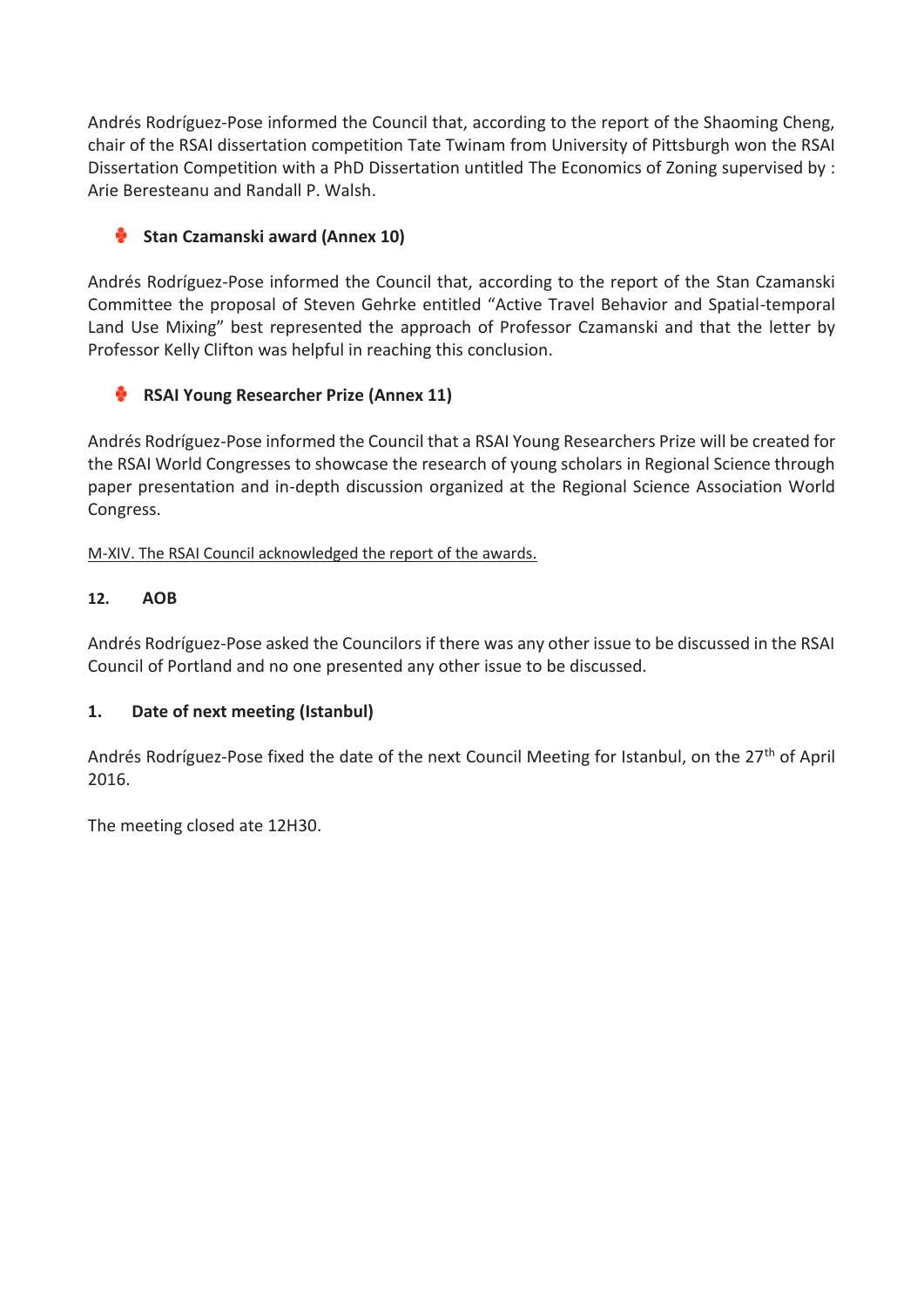Andrés Rodríguez-Pose informed the Council that, according to the report of the Shaoming Cheng, chair of the RSAI dissertation competition Tate Twinam from University of Pittsburgh won the RSAI Dissertation Competition with a PhD Dissertation untitled The Economics of Zoning supervised by : Arie Beresteanu and Randall P. Walsh.

- **Stan Czamanski award (Annex 10)**

Andrés Rodríguez-Pose informed the Council that, according to the report of the Stan Czamanski Committee the proposal of Steven Gehrke entitled "Active Travel Behavior and Spatial-temporal Land Use Mixing" best represented the approach of Professor Czamanski and that the letter by Professor Kelly Clifton was helpful in reaching this conclusion.

- **RSAI Young Researcher Prize (Annex 11)**

Andrés Rodríguez-Pose informed the Council that a RSAI Young Researchers Prize will be created for the RSAI World Congresses to showcase the research of young scholars in Regional Science through paper presentation and in-depth discussion organized at the Regional Science Association World Congress.

<u>M-XIV. The RSAI Council acknowledged the report of the awards.</u>

**12. AOB**

Andrés Rodríguez-Pose asked the Councilors if there was any other issue to be discussed in the RSAI Council of Portland and no one presented any other issue to be discussed.

**1. Date of next meeting (Istanbul)**

Andrés Rodríguez-Pose fixed the date of the next Council Meeting for Istanbul, on the 27th of April 2016.

The meeting closed ate 12H30.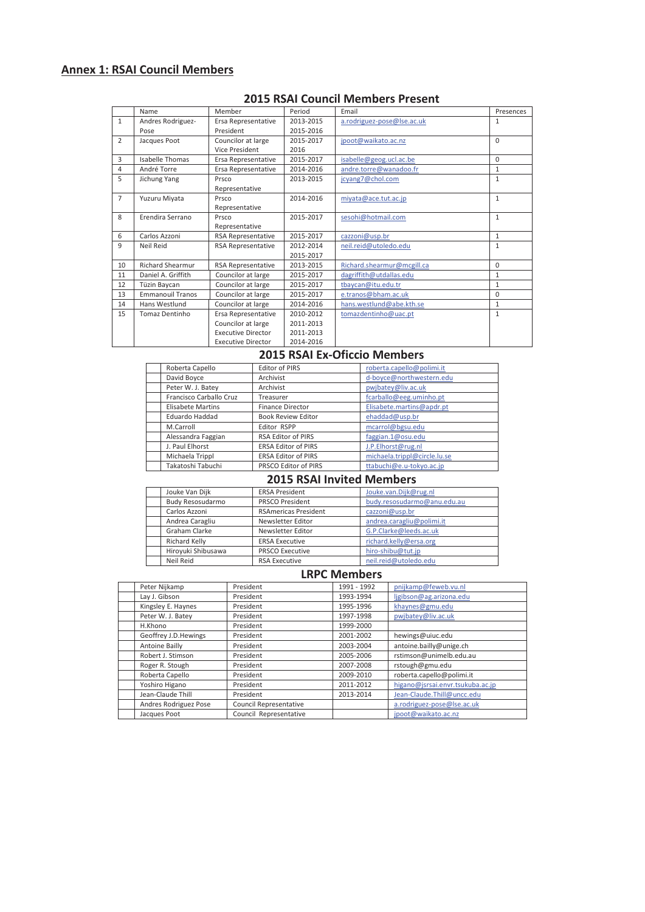## Annex 1: RSAI Council Members

### 2015 RSAI Council Members Present

| | Name | Member | Period | Email | Presences |
|---|---|---|---|---|---|
| 1 | Andres Rodriguez-Pose | Ersa Representative<br>President | 2013-2015<br>2015-2016 | a.rodriguez-pose@lse.ac.uk | 1 |
| 2 | Jacques Poot | Councilor at large<br>Vice President | 2015-2017<br>2016 | jpoot@waikato.ac.nz | 0 |
| 3 | Isabelle Thomas | Ersa Representative | 2015-2017 | isabelle@geog.ucl.ac.be | 0 |
| 4 | André Torre | Ersa Representative | 2014-2016 | andre.torre@wanadoo.fr | 1 |
| 5 | Jichung Yang | Prsco Representative | 2013-2015 | jcyang7@chol.com | 1 |
| 7 | Yuzuru Miyata | Prsco Representative | 2014-2016 | miyata@ace.tut.ac.jp | 1 |
| 8 | Erendira Serrano | Prsco Representative | 2015-2017 | sesohi@hotmail.com | 1 |
| 6 | Carlos Azzoni | RSA Representative | 2015-2017 | cazzoni@usp.br | 1 |
| 9 | Neil Reid | RSA Representative | 2012-2014<br>2015-2017 | neil.reid@utoledo.edu | 1 |
| 10 | Richard Shearmur | RSA Representative | 2013-2015 | Richard.shearmur@mcgill.ca | 0 |
| 11 | Daniel A. Griffith | Councilor at large | 2015-2017 | dagriffith@utdallas.edu | 1 |
| 12 | Tüzin Baycan | Councilor at large | 2015-2017 | tbaycan@itu.edu.tr | 1 |
| 13 | Emmanouil Tranos | Councilor at large | 2015-2017 | e.tranos@bham.ac.uk | 0 |
| 14 | Hans Westlund | Councilor at large | 2014-2016 | hans.westlund@abe.kth.se | 1 |
| 15 | Tomaz Dentinho | Ersa Representative<br>Councilor at large<br>Executive Director<br>Executive Director | 2010-2012<br>2011-2013<br>2011-2013<br>2014-2016 | tomazdentinho@uac.pt | 1 |

### 2015 RSAI Ex-Oficcio Members

| | Name | Role | Email |
|---|---|---|---|
| | Roberta Capello | Editor of PIRS | roberta.capello@polimi.it |
| | David Boyce | Archivist | d-boyce@northwestern.edu |
| | Peter W. J. Batey | Archivist | pwjbatey@liv.ac.uk |
| | Francisco Carballo Cruz | Treasurer | fcarballo@eeg.uminho.pt |
| | Elisabete Martins | Finance Director | Elisabete.martins@apdr.pt |
| | Eduardo Haddad | Book Review Editor | ehaddad@usp.br |
| | M.Carroll | Editor RSPP | mcarrol@bgsu.edu |
| | Alessandra Faggian | RSA Editor of PIRS | faggian.1@osu.edu |
| | J. Paul Elhorst | ERSA Editor of PIRS | J.P.Elhorst@rug.nl |
| | Michaela Trippl | ERSA Editor of PIRS | michaela.trippl@circle.lu.se |
| | Takatoshi Tabuchi | PRSCO Editor of PIRS | ttabuchi@e.u-tokyo.ac.jp |

### 2015 RSAI Invited Members

| | Name | Role | Email |
|---|---|---|---|
| | Jouke Van Dijk | ERSA President | Jouke.van.Dijk@rug.nl |
| | Budy Resosudarmo | PRSCO President | budy.resosudarmo@anu.edu.au |
| | Carlos Azzoni | RSAmericas President | cazzoni@usp.br |
| | Andrea Caragliu | Newsletter Editor | andrea.caragliu@polimi.it |
| | Graham Clarke | Newsletter Editor | G.P.Clarke@leeds.ac.uk |
| | Richard Kelly | ERSA Executive | richard.kelly@ersa.org |
| | Hiroyuki Shibusawa | PRSCO Executive | hiro-shibu@tut.jp |
| | Neil Reid | RSA Executive | neil.reid@utoledo.edu |

### LRPC Members

| | Name | Role | Period | Email |
|---|---|---|---|---|
| | Peter Nijkamp | President | 1991 - 1992 | pnijkamp@feweb.vu.nl |
| | Lay J. Gibson | President | 1993-1994 | ljgibson@ag.arizona.edu |
| | Kingsley E. Haynes | President | 1995-1996 | khaynes@gmu.edu |
| | Peter W. J. Batey | President | 1997-1998 | pwjbatey@liv.ac.uk |
| | H.Khono | President | 1999-2000 | |
| | Geoffrey J.D.Hewings | President | 2001-2002 | hewings@uiuc.edu |
| | Antoine Bailly | President | 2003-2004 | antoine.bailly@unige.ch |
| | Robert J. Stimson | President | 2005-2006 | rstimson@unimelb.edu.au |
| | Roger R. Stough | President | 2007-2008 | rstough@gmu.edu |
| | Roberta Capello | President | 2009-2010 | roberta.capello@polimi.it |
| | Yoshiro Higano | President | 2011-2012 | higano@jsrsai.envr.tsukuba.ac.jp |
| | Jean-Claude Thill | President | 2013-2014 | Jean-Claude.Thill@uncc.edu |
| | Andres Rodriguez Pose | Council Representative | | a.rodriguez-pose@lse.ac.uk |
| | Jacques Poot | Council Representative | | jpoot@waikato.ac.nz |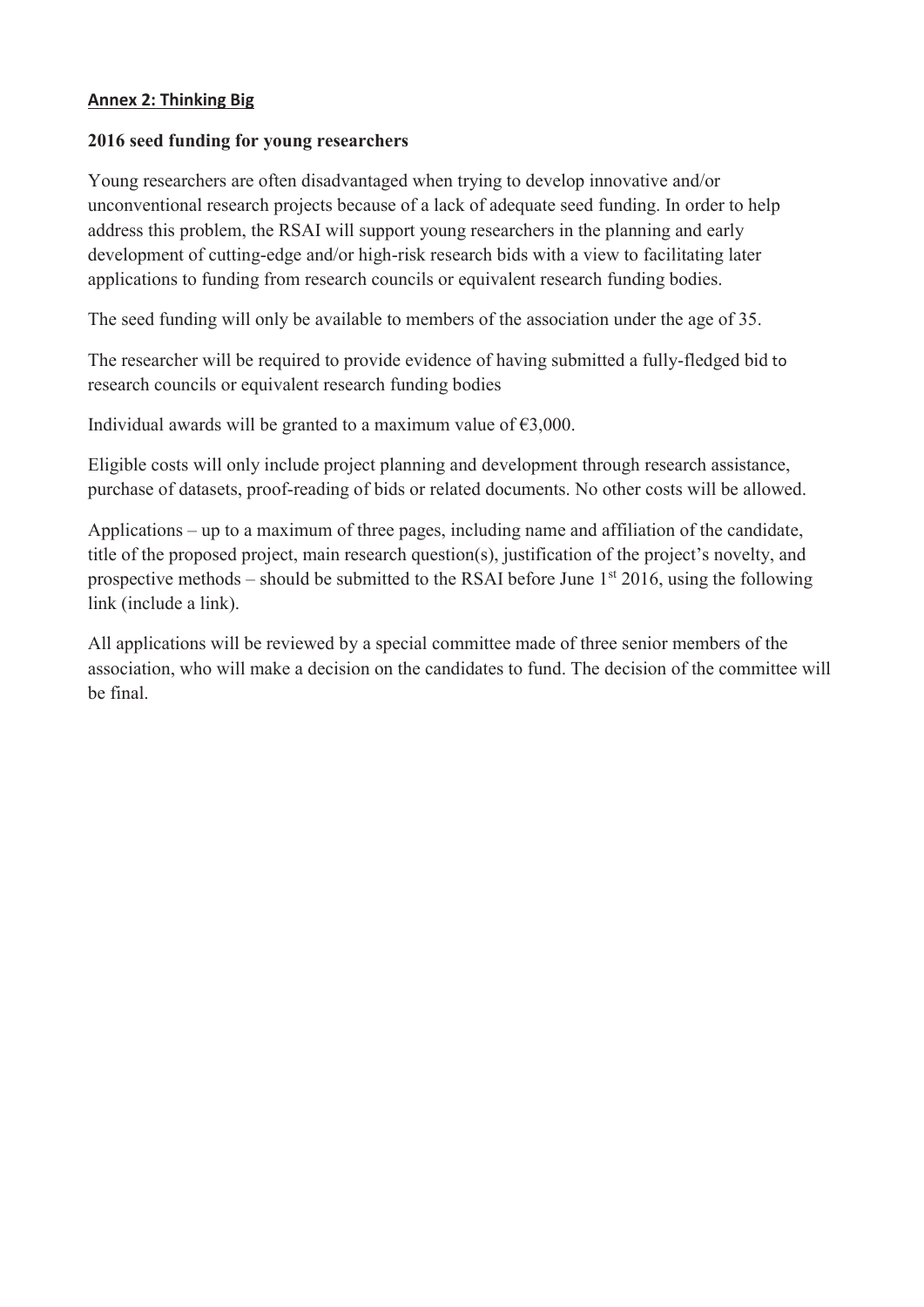**Annex 2: Thinking Big**

**2016 seed funding for young researchers**

Young researchers are often disadvantaged when trying to develop innovative and/or unconventional research projects because of a lack of adequate seed funding. In order to help address this problem, the RSAI will support young researchers in the planning and early development of cutting-edge and/or high-risk research bids with a view to facilitating later applications to funding from research councils or equivalent research funding bodies.

The seed funding will only be available to members of the association under the age of 35.

The researcher will be required to provide evidence of having submitted a fully-fledged bid to research councils or equivalent research funding bodies

Individual awards will be granted to a maximum value of €3,000.

Eligible costs will only include project planning and development through research assistance, purchase of datasets, proof-reading of bids or related documents. No other costs will be allowed.

Applications – up to a maximum of three pages, including name and affiliation of the candidate, title of the proposed project, main research question(s), justification of the project's novelty, and prospective methods – should be submitted to the RSAI before June 1st 2016, using the following link (include a link).

All applications will be reviewed by a special committee made of three senior members of the association, who will make a decision on the candidates to fund. The decision of the committee will be final.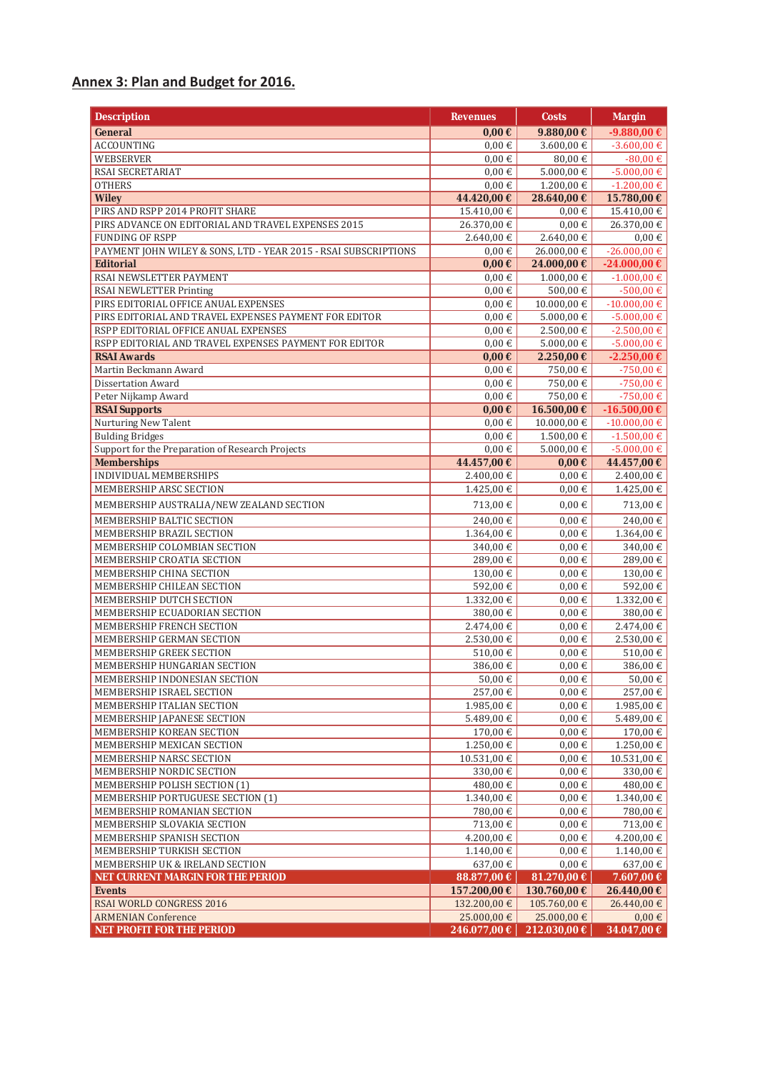## Annex 3: Plan and Budget for 2016.

| Description | Revenues | Costs | Margin |
|---|---|---|---|
| **General** | **0,00 €** | **9.880,00 €** | **-9.880,00 €** |
| ACCOUNTING | 0,00 € | 3.600,00 € | -3.600,00 € |
| WEBSERVER | 0,00 € | 80,00 € | -80,00 € |
| RSAI SECRETARIAT | 0,00 € | 5.000,00 € | -5.000,00 € |
| OTHERS | 0,00 € | 1.200,00 € | -1.200,00 € |
| **Wiley** | **44.420,00 €** | **28.640,00 €** | **15.780,00 €** |
| PIRS AND RSPP 2014 PROFIT SHARE | 15.410,00 € | 0,00 € | 15.410,00 € |
| PIRS ADVANCE ON EDITORIAL AND TRAVEL EXPENSES 2015 | 26.370,00 € | 0,00 € | 26.370,00 € |
| FUNDING OF RSPP | 2.640,00 € | 2.640,00 € | 0,00 € |
| PAYMENT JOHN WILEY & SONS, LTD - YEAR 2015 - RSAI SUBSCRIPTIONS | 0,00 € | 26.000,00 € | -26.000,00 € |
| **Editorial** | **0,00 €** | **24.000,00 €** | **-24.000,00 €** |
| RSAI NEWSLETTER PAYMENT | 0,00 € | 1.000,00 € | -1.000,00 € |
| RSAI NEWSLETTER Printing | 0,00 € | 500,00 € | -500,00 € |
| PIRS EDITORIAL OFFICE ANUAL EXPENSES | 0,00 € | 10.000,00 € | -10.000,00 € |
| PIRS EDITORIAL AND TRAVEL EXPENSES PAYMENT FOR EDITOR | 0,00 € | 5.000,00 € | -5.000,00 € |
| RSPP EDITORIAL OFFICE ANUAL EXPENSES | 0,00 € | 2.500,00 € | -2.500,00 € |
| RSPP EDITORIAL AND TRAVEL EXPENSES PAYMENT FOR EDITOR | 0,00 € | 5.000,00 € | -5.000,00 € |
| **RSAI Awards** | **0,00 €** | **2.250,00 €** | **-2.250,00 €** |
| Martin Beckmann Award | 0,00 € | 750,00 € | -750,00 € |
| Dissertation Award | 0,00 € | 750,00 € | -750,00 € |
| Peter Nijkamp Award | 0,00 € | 750,00 € | -750,00 € |
| **RSAI Supports** | **0,00 €** | **16.500,00 €** | **-16.500,00 €** |
| Nurturing New Talent | 0,00 € | 10.000,00 € | -10.000,00 € |
| Bulding Bridges | 0,00 € | 1.500,00 € | -1.500,00 € |
| Support for the Preparation of Research Projects | 0,00 € | 5.000,00 € | -5.000,00 € |
| **Memberships** | **44.457,00 €** | **0,00 €** | **44.457,00 €** |
| INDIVIDUAL MEMBERSHIPS | 2.400,00 € | 0,00 € | 2.400,00 € |
| MEMBERSHIP ARSC SECTION | 1.425,00 € | 0,00 € | 1.425,00 € |
| MEMBERSHIP AUSTRALIA/NEW ZEALAND SECTION | 713,00 € | 0,00 € | 713,00 € |
| MEMBERSHIP BALTIC SECTION | 240,00 € | 0,00 € | 240,00 € |
| MEMBERSHIP BRAZIL SECTION | 1.364,00 € | 0,00 € | 1.364,00 € |
| MEMBERSHIP COLOMBIAN SECTION | 340,00 € | 0,00 € | 340,00 € |
| MEMBERSHIP CROATIA SECTION | 289,00 € | 0,00 € | 289,00 € |
| MEMBERSHIP CHINA SECTION | 130,00 € | 0,00 € | 130,00 € |
| MEMBERSHIP CHILEAN SECTION | 592,00 € | 0,00 € | 592,00 € |
| MEMBERSHIP DUTCH SECTION | 1.332,00 € | 0,00 € | 1.332,00 € |
| MEMBERSHIP ECUADORIAN SECTION | 380,00 € | 0,00 € | 380,00 € |
| MEMBERSHIP FRENCH SECTION | 2.474,00 € | 0,00 € | 2.474,00 € |
| MEMBERSHIP GERMAN SECTION | 2.530,00 € | 0,00 € | 2.530,00 € |
| MEMBERSHIP GREEK SECTION | 510,00 € | 0,00 € | 510,00 € |
| MEMBERSHIP HUNGARIAN SECTION | 386,00 € | 0,00 € | 386,00 € |
| MEMBERSHIP INDONESIAN SECTION | 50,00 € | 0,00 € | 50,00 € |
| MEMBERSHIP ISRAEL SECTION | 257,00 € | 0,00 € | 257,00 € |
| MEMBERSHIP ITALIAN SECTION | 1.985,00 € | 0,00 € | 1.985,00 € |
| MEMBERSHIP JAPANESE SECTION | 5.489,00 € | 0,00 € | 5.489,00 € |
| MEMBERSHIP KOREAN SECTION | 170,00 € | 0,00 € | 170,00 € |
| MEMBERSHIP MEXICAN SECTION | 1.250,00 € | 0,00 € | 1.250,00 € |
| MEMBERSHIP NARSC SECTION | 10.531,00 € | 0,00 € | 10.531,00 € |
| MEMBERSHIP NORDIC SECTION | 330,00 € | 0,00 € | 330,00 € |
| MEMBERSHIP POLISH SECTION (1) | 480,00 € | 0,00 € | 480,00 € |
| MEMBERSHIP PORTUGUESE SECTION (1) | 1.340,00 € | 0,00 € | 1.340,00 € |
| MEMBERSHIP ROMANIAN SECTION | 780,00 € | 0,00 € | 780,00 € |
| MEMBERSHIP SLOVAKIA SECTION | 713,00 € | 0,00 € | 713,00 € |
| MEMBERSHIP SPANISH SECTION | 4.200,00 € | 0,00 € | 4.200,00 € |
| MEMBERSHIP TURKISH SECTION | 1.140,00 € | 0,00 € | 1.140,00 € |
| MEMBERSHIP UK & IRELAND SECTION | 637,00 € | 0,00 € | 637,00 € |
| **NET CURRENT MARGIN FOR THE PERIOD** | **88.877,00 €** | **81.270,00 €** | **7.607,00 €** |
| **Events** | **157.200,00 €** | **130.760,00 €** | **26.440,00 €** |
| RSAI WORLD CONGRESS 2016 | 132.200,00 € | 105.760,00 € | 26.440,00 € |
| ARMENIAN Conference | 25.000,00 € | 25.000,00 € | 0,00 € |
| **NET PROFIT FOR THE PERIOD** | **246.077,00 €** | **212.030,00 €** | **34.047,00 €** |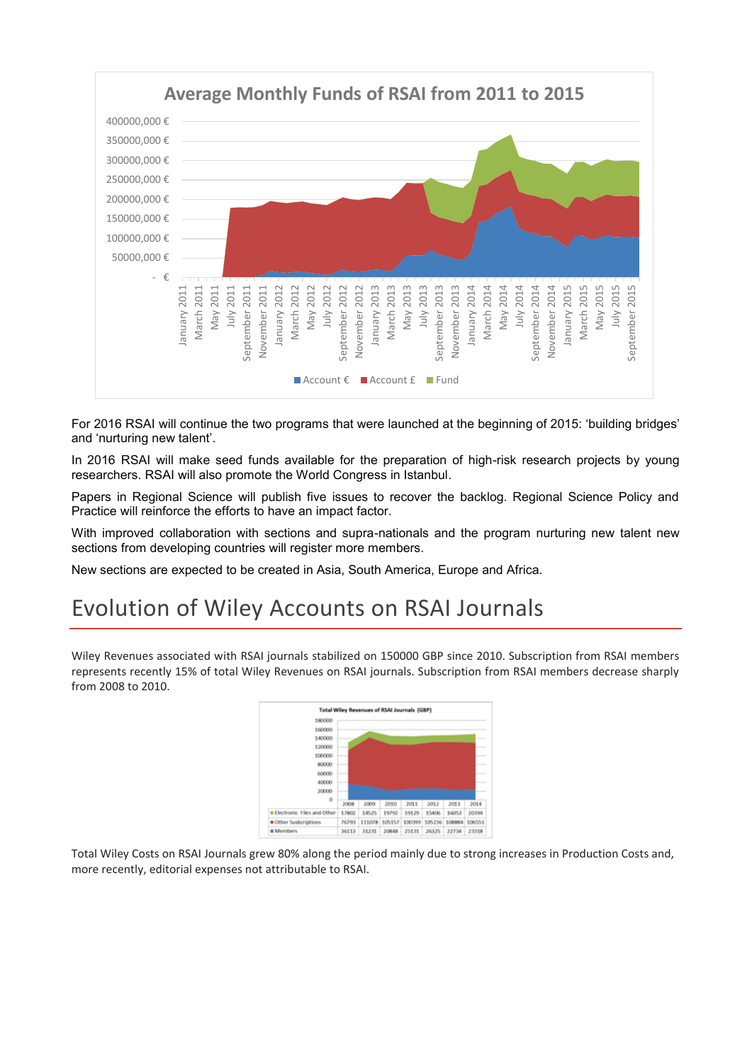For 2016 RSAI will continue the two programs that were launched at the beginning of 2015: ‘building bridges’ and ‘nurturing new talent’.

In 2016 RSAI will make seed funds available for the preparation of high-risk research projects by young researchers. RSAI will also promote the World Congress in Istanbul.

Papers in Regional Science will publish five issues to recover the backlog. Regional Science Policy and Practice will reinforce the efforts to have an impact factor.

With improved collaboration with sections and supra-nationals and the program nurturing new talent new sections from developing countries will register more members.

New sections are expected to be created in Asia, South America, Europe and Africa.

# Evolution of Wiley Accounts on RSAI Journals

Wiley Revenues associated with RSAI journals stabilized on 150000 GBP since 2010. Subscription from RSAI members represents recently 15% of total Wiley Revenues on RSAI journals. Subscription from RSAI members decrease sharply from 2008 to 2010.

Total Wiley Revenues of RSAI Journals (GBP)

| | 2008 | 2009 | 2010 | 2011 | 2012 | 2013 | 2014 |
|---|---|---|---|---|---|---|---|
| Electronic Files and Other | 17802 | 14525 | 19792 | 19129 | 15406 | 16053 | 20394 |
| Other Susbcriptions | 76793 | 111078 | 105157 | 100399 | 105236 | 108884 | 106551 |
| Members | 36113 | 31231 | 20848 | 25131 | 26325 | 22734 | 23318 |

Total Wiley Costs on RSAI Journals grew 80% along the period mainly due to strong increases in Production Costs and, more recently, editorial expenses not attributable to RSAI.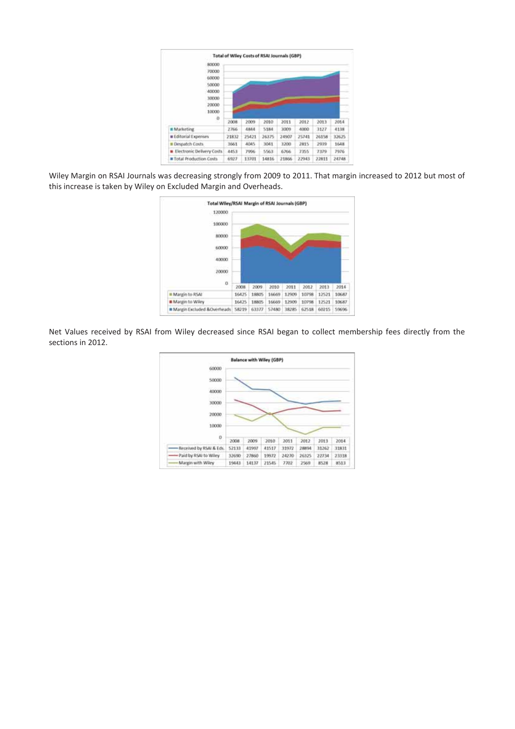**Total of Wiley Costs of RSAI Journals (GBP)**

| | 2008 | 2009 | 2010 | 2011 | 2012 | 2013 | 2014 |
|---|---|---|---|---|---|---|---|
| Marketing | 2766 | 4844 | 5184 | 3009 | 4000 | 3127 | 4138 |
| Editorial Expenses | 21832 | 25421 | 26375 | 24907 | 25741 | 26158 | 32625 |
| Despatch Costs | 3661 | 4045 | 3041 | 3200 | 2815 | 2939 | 1648 |
| Electronic Delivery Costs | 4453 | 7996 | 5563 | 6766 | 7355 | 7379 | 7976 |
| Total Production Costs | 6927 | 13701 | 14816 | 21866 | 22943 | 22811 | 24748 |

Wiley Margin on RSAI Journals was decreasing strongly from 2009 to 2011. That margin increased to 2012 but most of this increase is taken by Wiley on Excluded Margin and Overheads.

**Total Wiley/RSAI Margin of RSAI Journals (GBP)**

| | 2008 | 2009 | 2010 | 2011 | 2012 | 2013 | 2014 |
|---|---|---|---|---|---|---|---|
| Margin to RSAI | 16425 | 18805 | 16669 | 12909 | 10798 | 12521 | 10687 |
| Margin to Wiley | 16425 | 18805 | 16669 | 12909 | 10798 | 12521 | 10687 |
| Margin Excluded &Overheads | 58219 | 63377 | 57480 | 38285 | 62518 | 60215 | 59696 |

Net Values received by RSAI from Wiley decreased since RSAI began to collect membership fees directly from the sections in 2012.

**Balance with Wiley (GBP)**

| | 2008 | 2009 | 2010 | 2011 | 2012 | 2013 | 2014 |
|---|---|---|---|---|---|---|---|
| Received by RSAI & Eds. | 52133 | 41997 | 41517 | 31972 | 28894 | 31262 | 31831 |
| Paid by RSAI to Wiley | 32690 | 27860 | 19972 | 24270 | 26325 | 22734 | 23318 |
| Margin with Wiley | 19443 | 14137 | 21545 | 7702 | 2569 | 8528 | 8513 |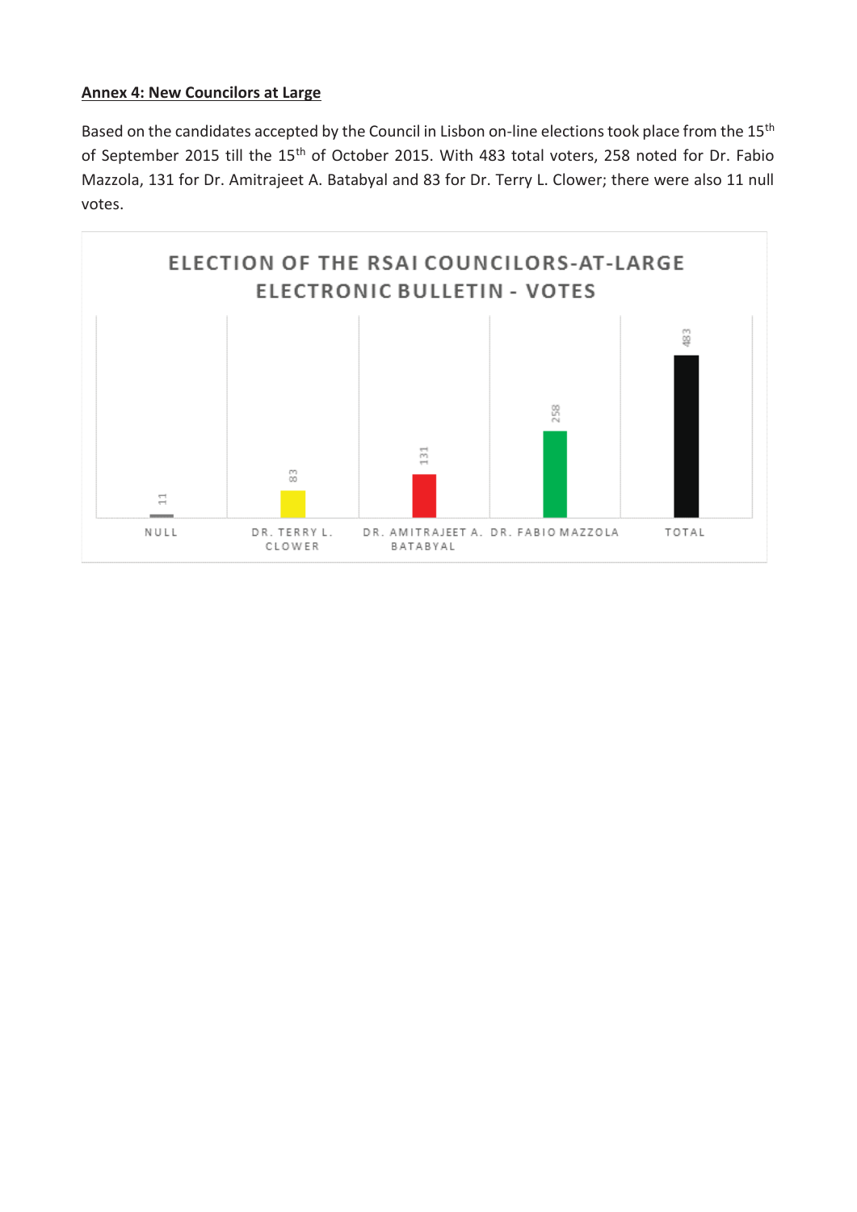**Annex 4: New Councilors at Large**

Based on the candidates accepted by the Council in Lisbon on-line elections took place from the 15th of September 2015 till the 15th of October 2015. With 483 total voters, 258 noted for Dr. Fabio Mazzola, 131 for Dr. Amitrajeet A. Batabyal and 83 for Dr. Terry L. Clower; there were also 11 null votes.

**ELECTION OF THE RSAI COUNCILORS-AT-LARGE ELECTRONIC BULLETIN - VOTES**

| NULL | DR. TERRY L. CLOWER | DR. AMITRAJEET A. BATABYAL | DR. FABIO MAZZOLA | TOTAL |
|---|---|---|---|---|
| 11 | 83 | 131 | 258 | 483 |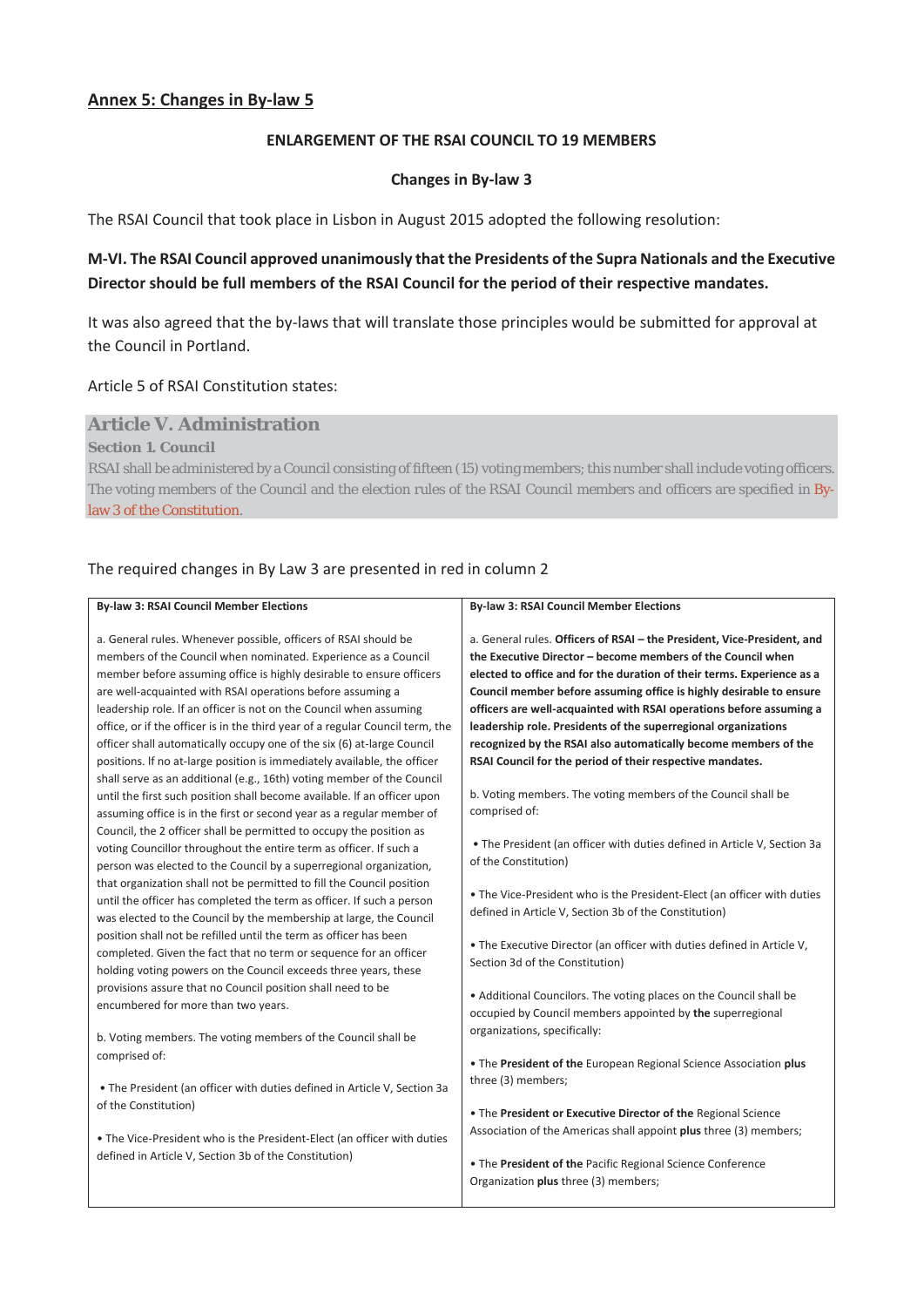## Annex 5: Changes in By-law 5

**ENLARGEMENT OF THE RSAI COUNCIL TO 19 MEMBERS**

**Changes in By-law 3**

The RSAI Council that took place in Lisbon in August 2015 adopted the following resolution:

**M-VI. The RSAI Council approved unanimously that the Presidents of the Supra Nationals and the Executive Director should be full members of the RSAI Council for the period of their respective mandates.**

It was also agreed that the by-laws that will translate those principles would be submitted for approval at the Council in Portland.

Article 5 of RSAI Constitution states:

### Article V. Administration

**Section 1. Council**

RSAI shall be administered by a Council consisting of fifteen (15) voting members; this number shall include voting officers. The voting members of the Council and the election rules of the RSAI Council members and officers are specified in By-law 3 of the Constitution.

The required changes in By Law 3 are presented in red in column 2

| By-law 3: RSAI Council Member Elections | By-law 3: RSAI Council Member Elections |
|---|---|
| a. General rules. Whenever possible, officers of RSAI should be members of the Council when nominated. Experience as a Council member before assuming office is highly desirable to ensure officers are well-acquainted with RSAI operations before assuming a leadership role. If an officer is not on the Council when assuming office, or if the officer is in the third year of a regular Council term, the officer shall automatically occupy one of the six (6) at-large Council positions. If no at-large position is immediately available, the officer shall serve as an additional (e.g., 16th) voting member of the Council until the first such position shall become available. If an officer upon assuming office is in the first or second year as a regular member of Council, the 2 officer shall be permitted to occupy the position as voting Councillor throughout the entire term as officer. If such a person was elected to the Council by a superregional organization, that organization shall not be permitted to fill the Council position until the officer has completed the term as officer. If such a person was elected to the Council by the membership at large, the Council position shall not be refilled until the term as officer has been completed. Given the fact that no term or sequence for an officer holding voting powers on the Council exceeds three years, these provisions assure that no Council position shall need to be encumbered for more than two years.<br><br>b. Voting members. The voting members of the Council shall be comprised of:<br><br>• The President (an officer with duties defined in Article V, Section 3a of the Constitution)<br><br>• The Vice-President who is the President-Elect (an officer with duties defined in Article V, Section 3b of the Constitution) | a. General rules. **Officers of RSAI – the President, Vice-President, and the Executive Director – become members of the Council when elected to office and for the duration of their terms. Experience as a Council member before assuming office is highly desirable to ensure officers are well-acquainted with RSAI operations before assuming a leadership role. Presidents of the superregional organizations recognized by the RSAI also automatically become members of the RSAI Council for the period of their respective mandates.**<br><br>b. Voting members. The voting members of the Council shall be comprised of:<br><br>• The President (an officer with duties defined in Article V, Section 3a of the Constitution)<br><br>• The Vice-President who is the President-Elect (an officer with duties defined in Article V, Section 3b of the Constitution)<br><br>• The Executive Director (an officer with duties defined in Article V, Section 3d of the Constitution)<br><br>• Additional Councilors. The voting places on the Council shall be occupied by Council members appointed by **the** superregional organizations, specifically:<br><br>• The **President of the** European Regional Science Association **plus** three (3) members;<br><br>• The **President or Executive Director of the** Regional Science Association of the Americas shall appoint **plus** three (3) members;<br><br>• The **President of the** Pacific Regional Science Conference Organization **plus** three (3) members; |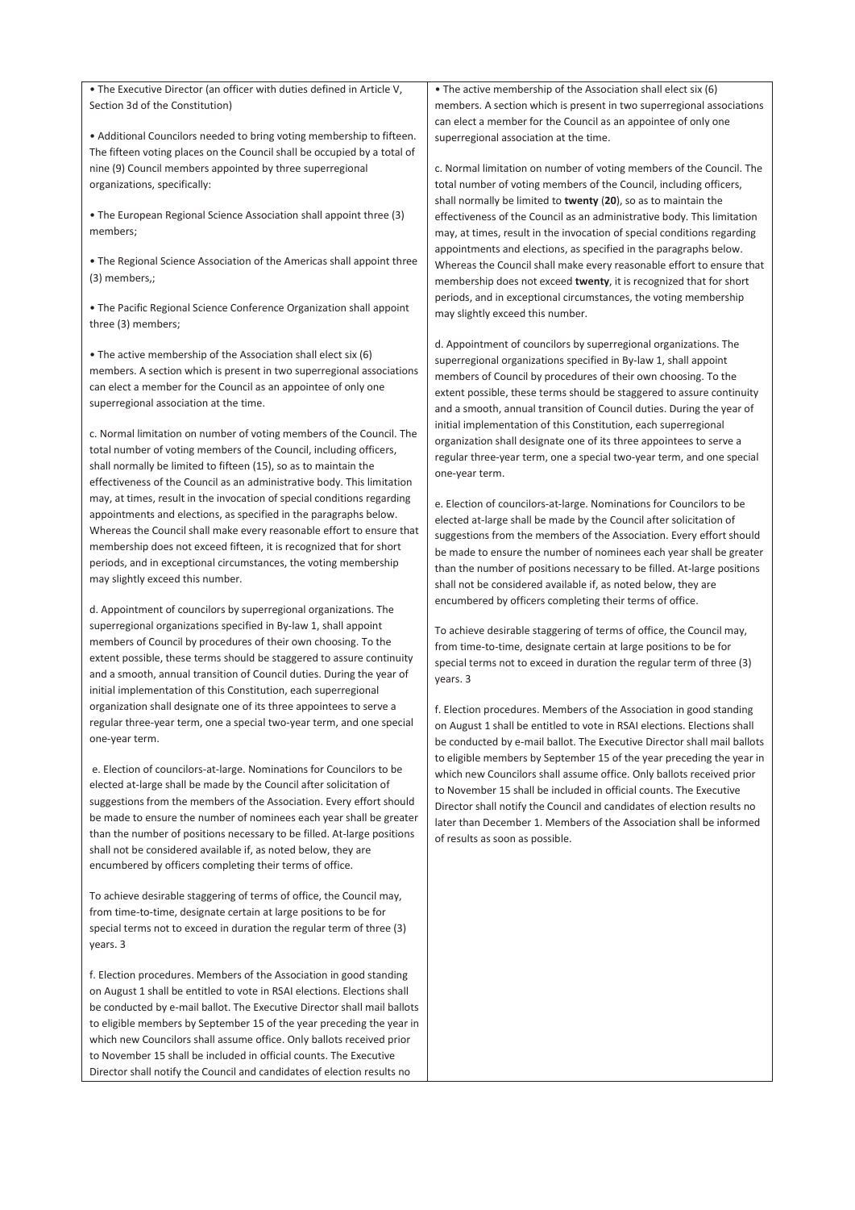| | |
|---|---|
| • The Executive Director (an officer with duties defined in Article V, Section 3d of the Constitution)<br><br>• Additional Councilors needed to bring voting membership to fifteen. The fifteen voting places on the Council shall be occupied by a total of nine (9) Council members appointed by three superregional organizations, specifically:<br><br>• The European Regional Science Association shall appoint three (3) members;<br><br>• The Regional Science Association of the Americas shall appoint three (3) members,;<br><br>• The Pacific Regional Science Conference Organization shall appoint three (3) members;<br><br>• The active membership of the Association shall elect six (6) members. A section which is present in two superregional associations can elect a member for the Council as an appointee of only one superregional association at the time.<br><br>c. Normal limitation on number of voting members of the Council. The total number of voting members of the Council, including officers, shall normally be limited to fifteen (15), so as to maintain the effectiveness of the Council as an administrative body. This limitation may, at times, result in the invocation of special conditions regarding appointments and elections, as specified in the paragraphs below. Whereas the Council shall make every reasonable effort to ensure that membership does not exceed fifteen, it is recognized that for short periods, and in exceptional circumstances, the voting membership may slightly exceed this number.<br><br>d. Appointment of councilors by superregional organizations. The superregional organizations specified in By-law 1, shall appoint members of Council by procedures of their own choosing. To the extent possible, these terms should be staggered to assure continuity and a smooth, annual transition of Council duties. During the year of initial implementation of this Constitution, each superregional organization shall designate one of its three appointees to serve a regular three-year term, one a special two-year term, and one special one-year term.<br><br>e. Election of councilors-at-large. Nominations for Councilors to be elected at-large shall be made by the Council after solicitation of suggestions from the members of the Association. Every effort should be made to ensure the number of nominees each year shall be greater than the number of positions necessary to be filled. At-large positions shall not be considered available if, as noted below, they are encumbered by officers completing their terms of office.<br><br>To achieve desirable staggering of terms of office, the Council may, from time-to-time, designate certain at large positions to be for special terms not to exceed in duration the regular term of three (3) years. 3<br><br>f. Election procedures. Members of the Association in good standing on August 1 shall be entitled to vote in RSAI elections. Elections shall be conducted by e-mail ballot. The Executive Director shall mail ballots to eligible members by September 15 of the year preceding the year in which new Councilors shall assume office. Only ballots received prior to November 15 shall be included in official counts. The Executive Director shall notify the Council and candidates of election results no | • The active membership of the Association shall elect six (6) members. A section which is present in two superregional associations can elect a member for the Council as an appointee of only one superregional association at the time.<br><br>c. Normal limitation on number of voting members of the Council. The total number of voting members of the Council, including officers, shall normally be limited to **twenty** (**20**), so as to maintain the effectiveness of the Council as an administrative body. This limitation may, at times, result in the invocation of special conditions regarding appointments and elections, as specified in the paragraphs below. Whereas the Council shall make every reasonable effort to ensure that membership does not exceed **twenty**, it is recognized that for short periods, and in exceptional circumstances, the voting membership may slightly exceed this number.<br><br>d. Appointment of councilors by superregional organizations. The superregional organizations specified in By-law 1, shall appoint members of Council by procedures of their own choosing. To the extent possible, these terms should be staggered to assure continuity and a smooth, annual transition of Council duties. During the year of initial implementation of this Constitution, each superregional organization shall designate one of its three appointees to serve a regular three-year term, one a special two-year term, and one special one-year term.<br><br>e. Election of councilors-at-large. Nominations for Councilors to be elected at-large shall be made by the Council after solicitation of suggestions from the members of the Association. Every effort should be made to ensure the number of nominees each year shall be greater than the number of positions necessary to be filled. At-large positions shall not be considered available if, as noted below, they are encumbered by officers completing their terms of office.<br><br>To achieve desirable staggering of terms of office, the Council may, from time-to-time, designate certain at large positions to be for special terms not to exceed in duration the regular term of three (3) years. 3<br><br>f. Election procedures. Members of the Association in good standing on August 1 shall be entitled to vote in RSAI elections. Elections shall be conducted by e-mail ballot. The Executive Director shall mail ballots to eligible members by September 15 of the year preceding the year in which new Councilors shall assume office. Only ballots received prior to November 15 shall be included in official counts. The Executive Director shall notify the Council and candidates of election results no later than December 1. Members of the Association shall be informed of results as soon as possible. |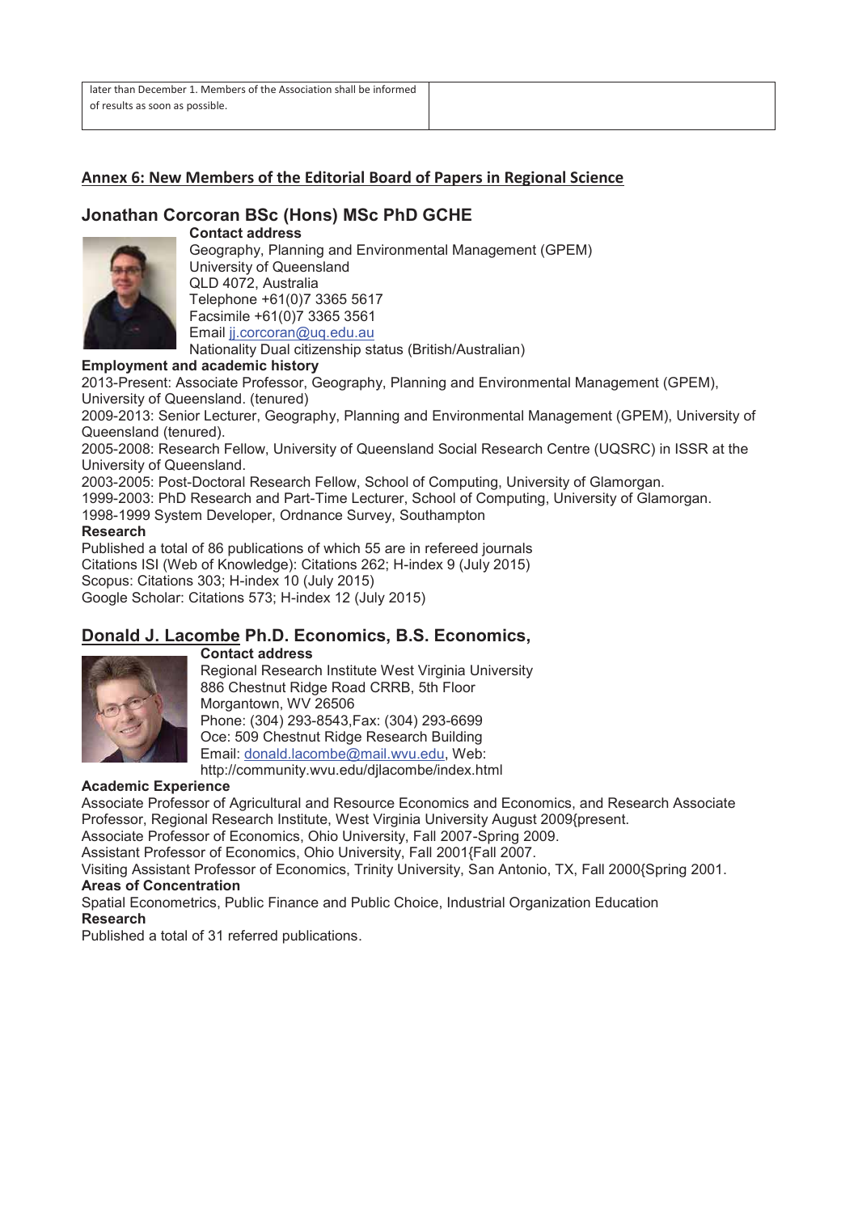| later than December 1. Members of the Association shall be informed of results as soon as possible. | |
|---|---|

## Annex 6: New Members of the Editorial Board of Papers in Regional Science

### Jonathan Corcoran BSc (Hons) MSc PhD GCHE

**Contact address**

Geography, Planning and Environmental Management (GPEM)
University of Queensland
QLD 4072, Australia
Telephone +61(0)7 3365 5617
Facsimile +61(0)7 3365 3561
Email jj.corcoran@uq.edu.au
Nationality Dual citizenship status (British/Australian)

**Employment and academic history**

2013-Present: Associate Professor, Geography, Planning and Environmental Management (GPEM), University of Queensland. (tenured)
2009-2013: Senior Lecturer, Geography, Planning and Environmental Management (GPEM), University of Queensland (tenured).
2005-2008: Research Fellow, University of Queensland Social Research Centre (UQSRC) in ISSR at the University of Queensland.
2003-2005: Post-Doctoral Research Fellow, School of Computing, University of Glamorgan.
1999-2003: PhD Research and Part-Time Lecturer, School of Computing, University of Glamorgan.
1998-1999 System Developer, Ordnance Survey, Southampton

**Research**

Published a total of 86 publications of which 55 are in refereed journals
Citations ISI (Web of Knowledge): Citations 262; H-index 9 (July 2015)
Scopus: Citations 303; H-index 10 (July 2015)
Google Scholar: Citations 573; H-index 12 (July 2015)

### Donald J. Lacombe Ph.D. Economics, B.S. Economics,

**Contact address**

Regional Research Institute West Virginia University
886 Chestnut Ridge Road CRRB, 5th Floor
Morgantown, WV 26506
Phone: (304) 293-8543,Fax: (304) 293-6699
Oce: 509 Chestnut Ridge Research Building
Email: donald.lacombe@mail.wvu.edu, Web: http://community.wvu.edu/djlacombe/index.html

**Academic Experience**

Associate Professor of Agricultural and Resource Economics and Economics, and Research Associate Professor, Regional Research Institute, West Virginia University August 2009{present.
Associate Professor of Economics, Ohio University, Fall 2007-Spring 2009.
Assistant Professor of Economics, Ohio University, Fall 2001{Fall 2007.
Visiting Assistant Professor of Economics, Trinity University, San Antonio, TX, Fall 2000{Spring 2001.

**Areas of Concentration**

Spatial Econometrics, Public Finance and Public Choice, Industrial Organization Education

**Research**

Published a total of 31 referred publications.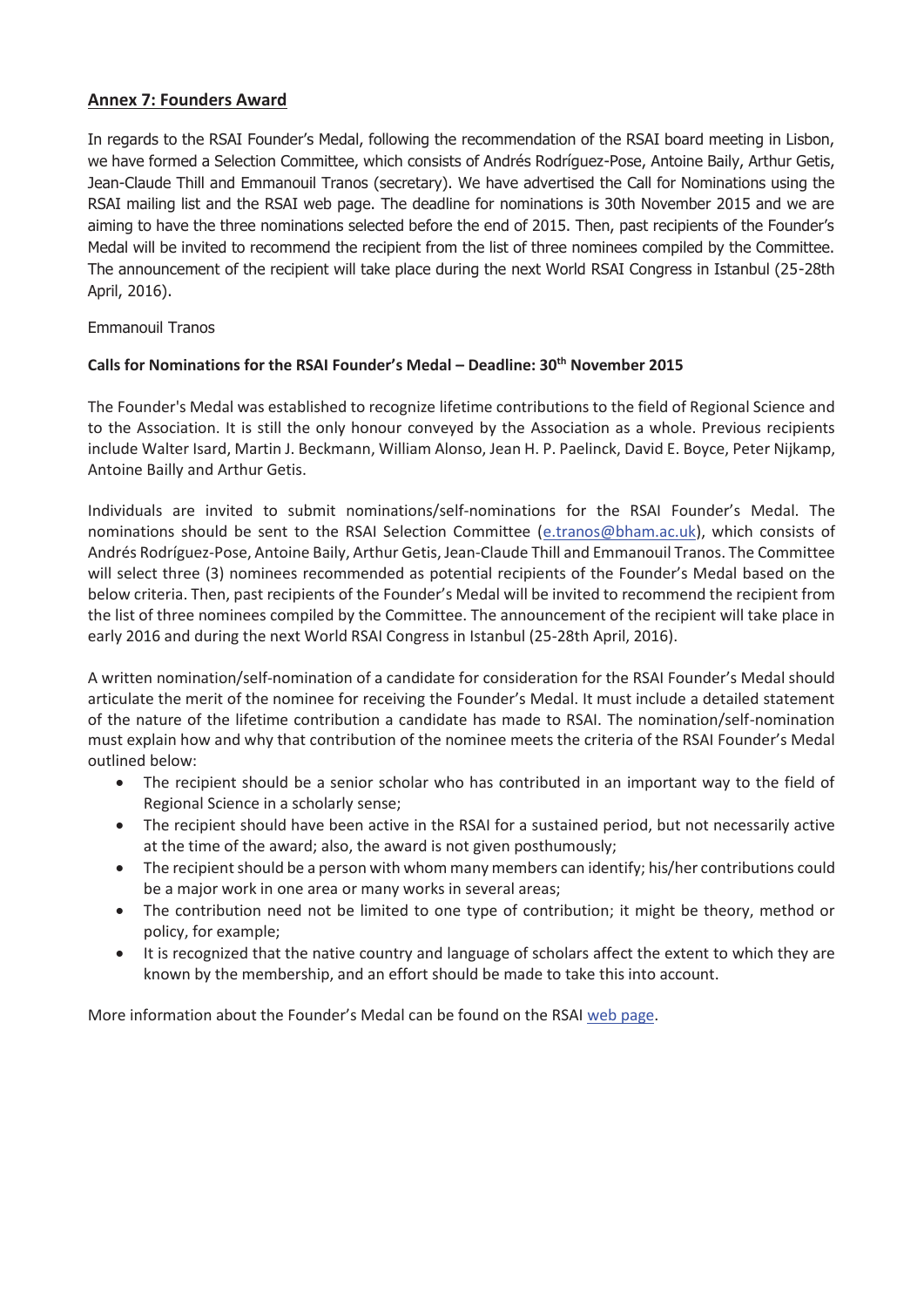## Annex 7: Founders Award

In regards to the RSAI Founder's Medal, following the recommendation of the RSAI board meeting in Lisbon, we have formed a Selection Committee, which consists of Andrés Rodríguez-Pose, Antoine Baily, Arthur Getis, Jean-Claude Thill and Emmanouil Tranos (secretary). We have advertised the Call for Nominations using the RSAI mailing list and the RSAI web page. The deadline for nominations is 30th November 2015 and we are aiming to have the three nominations selected before the end of 2015. Then, past recipients of the Founder's Medal will be invited to recommend the recipient from the list of three nominees compiled by the Committee. The announcement of the recipient will take place during the next World RSAI Congress in Istanbul (25-28th April, 2016).

Emmanouil Tranos

**Calls for Nominations for the RSAI Founder's Medal – Deadline: 30th November 2015**

The Founder's Medal was established to recognize lifetime contributions to the field of Regional Science and to the Association. It is still the only honour conveyed by the Association as a whole. Previous recipients include Walter Isard, Martin J. Beckmann, William Alonso, Jean H. P. Paelinck, David E. Boyce, Peter Nijkamp, Antoine Bailly and Arthur Getis.

Individuals are invited to submit nominations/self-nominations for the RSAI Founder's Medal. The nominations should be sent to the RSAI Selection Committee (e.tranos@bham.ac.uk), which consists of Andrés Rodríguez-Pose, Antoine Baily, Arthur Getis, Jean-Claude Thill and Emmanouil Tranos. The Committee will select three (3) nominees recommended as potential recipients of the Founder's Medal based on the below criteria. Then, past recipients of the Founder's Medal will be invited to recommend the recipient from the list of three nominees compiled by the Committee. The announcement of the recipient will take place in early 2016 and during the next World RSAI Congress in Istanbul (25-28th April, 2016).

A written nomination/self-nomination of a candidate for consideration for the RSAI Founder's Medal should articulate the merit of the nominee for receiving the Founder's Medal. It must include a detailed statement of the nature of the lifetime contribution a candidate has made to RSAI. The nomination/self-nomination must explain how and why that contribution of the nominee meets the criteria of the RSAI Founder's Medal outlined below:

- The recipient should be a senior scholar who has contributed in an important way to the field of Regional Science in a scholarly sense;
- The recipient should have been active in the RSAI for a sustained period, but not necessarily active at the time of the award; also, the award is not given posthumously;
- The recipient should be a person with whom many members can identify; his/her contributions could be a major work in one area or many works in several areas;
- The contribution need not be limited to one type of contribution; it might be theory, method or policy, for example;
- It is recognized that the native country and language of scholars affect the extent to which they are known by the membership, and an effort should be made to take this into account.

More information about the Founder's Medal can be found on the RSAI web page.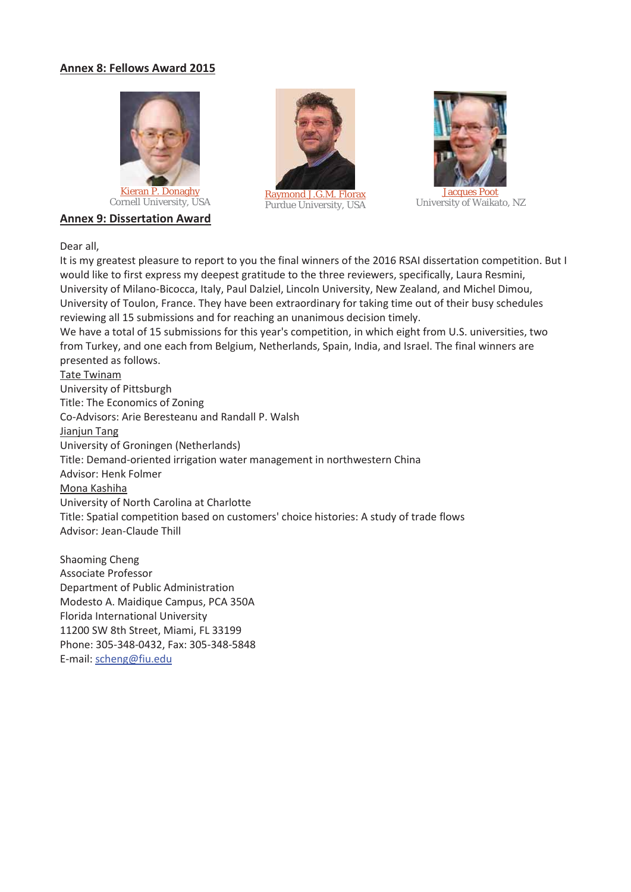## Annex 8: Fellows Award 2015

Kieran P. Donaghy
Cornell University, USA

Raymond J.G.M. Florax
Purdue University, USA

Jacques Poot
University of Waikato, NZ

## Annex 9: Dissertation Award

Dear all,

It is my greatest pleasure to report to you the final winners of the 2016 RSAI dissertation competition. But I would like to first express my deepest gratitude to the three reviewers, specifically, Laura Resmini, University of Milano-Bicocca, Italy, Paul Dalziel, Lincoln University, New Zealand, and Michel Dimou, University of Toulon, France. They have been extraordinary for taking time out of their busy schedules reviewing all 15 submissions and for reaching an unanimous decision timely.

We have a total of 15 submissions for this year's competition, in which eight from U.S. universities, two from Turkey, and one each from Belgium, Netherlands, Spain, India, and Israel. The final winners are presented as follows.

Tate Twinam
University of Pittsburgh
Title: The Economics of Zoning
Co-Advisors: Arie Beresteanu and Randall P. Walsh

Jianjun Tang
University of Groningen (Netherlands)
Title: Demand-oriented irrigation water management in northwestern China
Advisor: Henk Folmer

Mona Kashiha
University of North Carolina at Charlotte
Title: Spatial competition based on customers' choice histories: A study of trade flows
Advisor: Jean-Claude Thill

Shaoming Cheng
Associate Professor
Department of Public Administration
Modesto A. Maidique Campus, PCA 350A
Florida International University
11200 SW 8th Street, Miami, FL 33199
Phone: 305-348-0432, Fax: 305-348-5848
E-mail: scheng@fiu.edu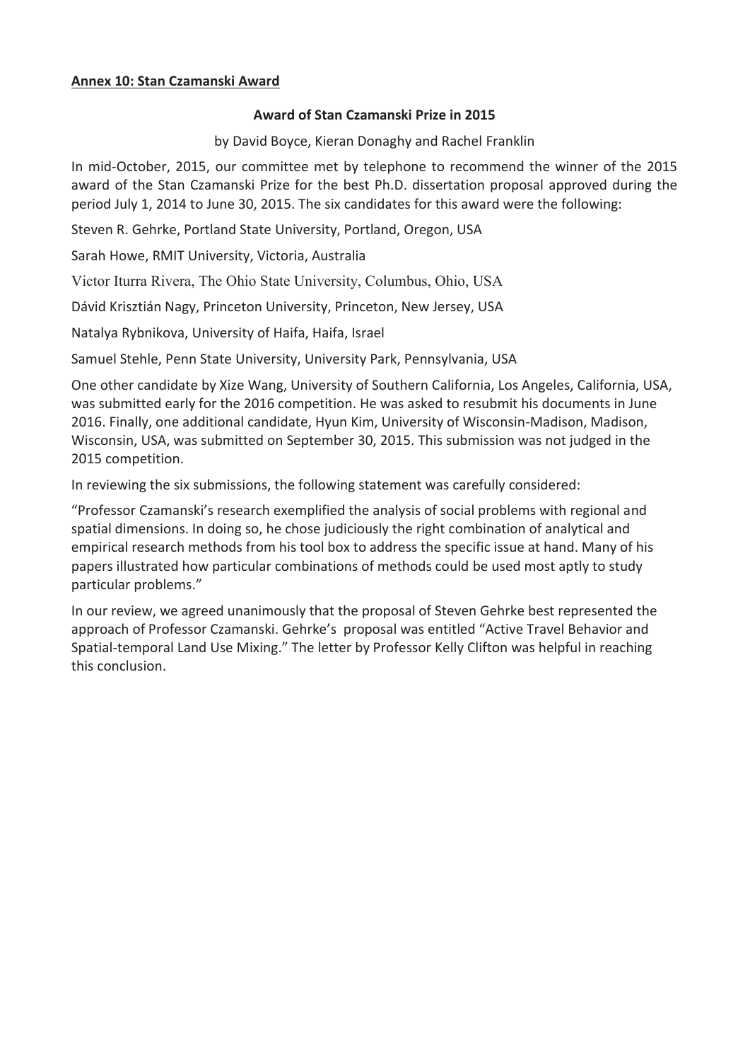## Annex 10: Stan Czamanski Award

### Award of Stan Czamanski Prize in 2015

by David Boyce, Kieran Donaghy and Rachel Franklin

In mid-October, 2015, our committee met by telephone to recommend the winner of the 2015 award of the Stan Czamanski Prize for the best Ph.D. dissertation proposal approved during the period July 1, 2014 to June 30, 2015. The six candidates for this award were the following:

Steven R. Gehrke, Portland State University, Portland, Oregon, USA

Sarah Howe, RMIT University, Victoria, Australia

Victor Iturra Rivera, The Ohio State University, Columbus, Ohio, USA

Dávid Krisztián Nagy, Princeton University, Princeton, New Jersey, USA

Natalya Rybnikova, University of Haifa, Haifa, Israel

Samuel Stehle, Penn State University, University Park, Pennsylvania, USA

One other candidate by Xize Wang, University of Southern California, Los Angeles, California, USA, was submitted early for the 2016 competition. He was asked to resubmit his documents in June 2016. Finally, one additional candidate, Hyun Kim, University of Wisconsin-Madison, Madison, Wisconsin, USA, was submitted on September 30, 2015. This submission was not judged in the 2015 competition.

In reviewing the six submissions, the following statement was carefully considered:

"Professor Czamanski's research exemplified the analysis of social problems with regional and spatial dimensions. In doing so, he chose judiciously the right combination of analytical and empirical research methods from his tool box to address the specific issue at hand. Many of his papers illustrated how particular combinations of methods could be used most aptly to study particular problems."

In our review, we agreed unanimously that the proposal of Steven Gehrke best represented the approach of Professor Czamanski. Gehrke's proposal was entitled "Active Travel Behavior and Spatial-temporal Land Use Mixing." The letter by Professor Kelly Clifton was helpful in reaching this conclusion.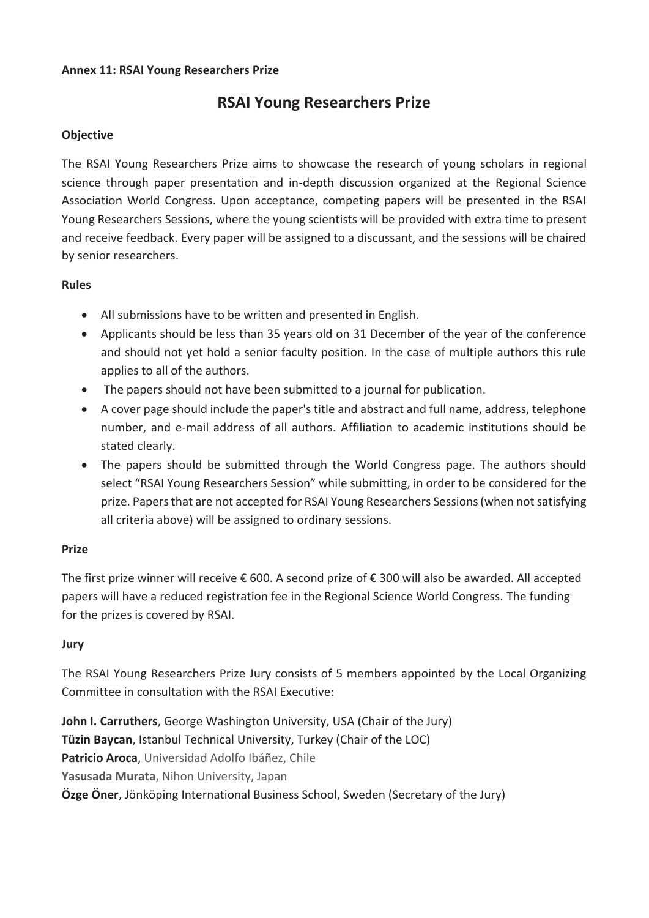**Annex 11: RSAI Young Researchers Prize**

# RSAI Young Researchers Prize

**Objective**

The RSAI Young Researchers Prize aims to showcase the research of young scholars in regional science through paper presentation and in-depth discussion organized at the Regional Science Association World Congress. Upon acceptance, competing papers will be presented in the RSAI Young Researchers Sessions, where the young scientists will be provided with extra time to present and receive feedback. Every paper will be assigned to a discussant, and the sessions will be chaired by senior researchers.

**Rules**

- All submissions have to be written and presented in English.
- Applicants should be less than 35 years old on 31 December of the year of the conference and should not yet hold a senior faculty position. In the case of multiple authors this rule applies to all of the authors.
- The papers should not have been submitted to a journal for publication.
- A cover page should include the paper's title and abstract and full name, address, telephone number, and e-mail address of all authors. Affiliation to academic institutions should be stated clearly.
- The papers should be submitted through the World Congress page. The authors should select "RSAI Young Researchers Session" while submitting, in order to be considered for the prize. Papers that are not accepted for RSAI Young Researchers Sessions (when not satisfying all criteria above) will be assigned to ordinary sessions.

**Prize**

The first prize winner will receive € 600. A second prize of € 300 will also be awarded. All accepted papers will have a reduced registration fee in the Regional Science World Congress. The funding for the prizes is covered by RSAI.

**Jury**

The RSAI Young Researchers Prize Jury consists of 5 members appointed by the Local Organizing Committee in consultation with the RSAI Executive:

**John I. Carruthers**, George Washington University, USA (Chair of the Jury)
**Tüzin Baycan**, Istanbul Technical University, Turkey (Chair of the LOC)
**Patricio Aroca**, Universidad Adolfo Ibáñez, Chile
**Yasusada Murata**, Nihon University, Japan
**Özge Öner**, Jönköping International Business School, Sweden (Secretary of the Jury)